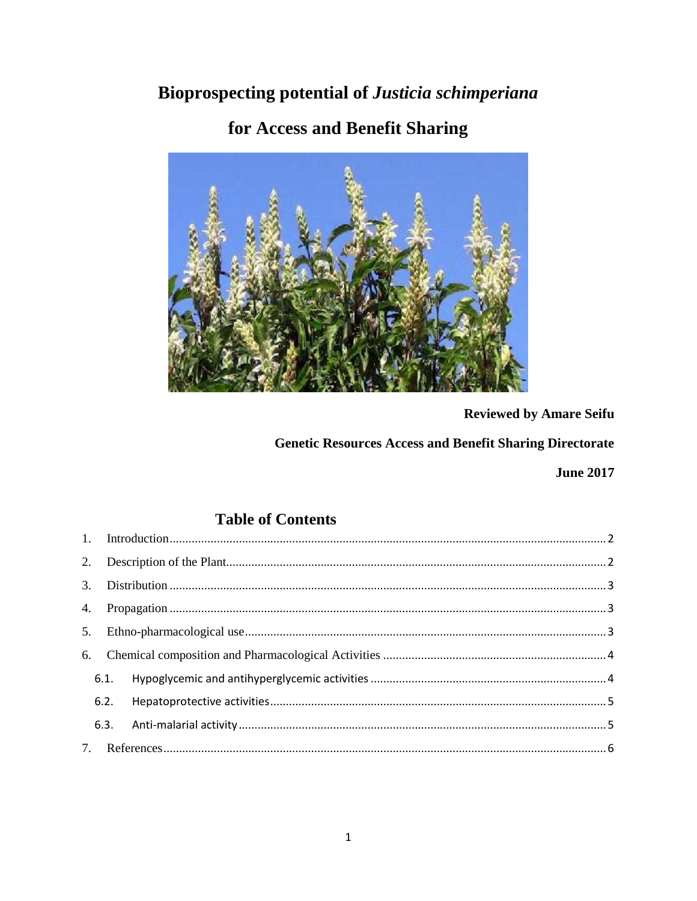# Bioprospecting potential of *Justicia schimperiana* for Access and Benefit Sharing

**Reviewed by Amare Seifu**

**Genetic Resources Access and Benefit Sharing Directorate**

**June 2017**

## Table of Contents

1. Introduction .......... 2
2. Description of the Plant .......... 2
3. Distribution .......... 3
4. Propagation .......... 3
5. Ethno-pharmacological use .......... 3
6. Chemical composition and Pharmacological Activities .......... 4
   - 6.1. Hypoglycemic and antihyperglycemic activities .......... 4
   - 6.2. Hepatoprotective activities .......... 5
   - 6.3. Anti-malarial activity .......... 5
7. References .......... 6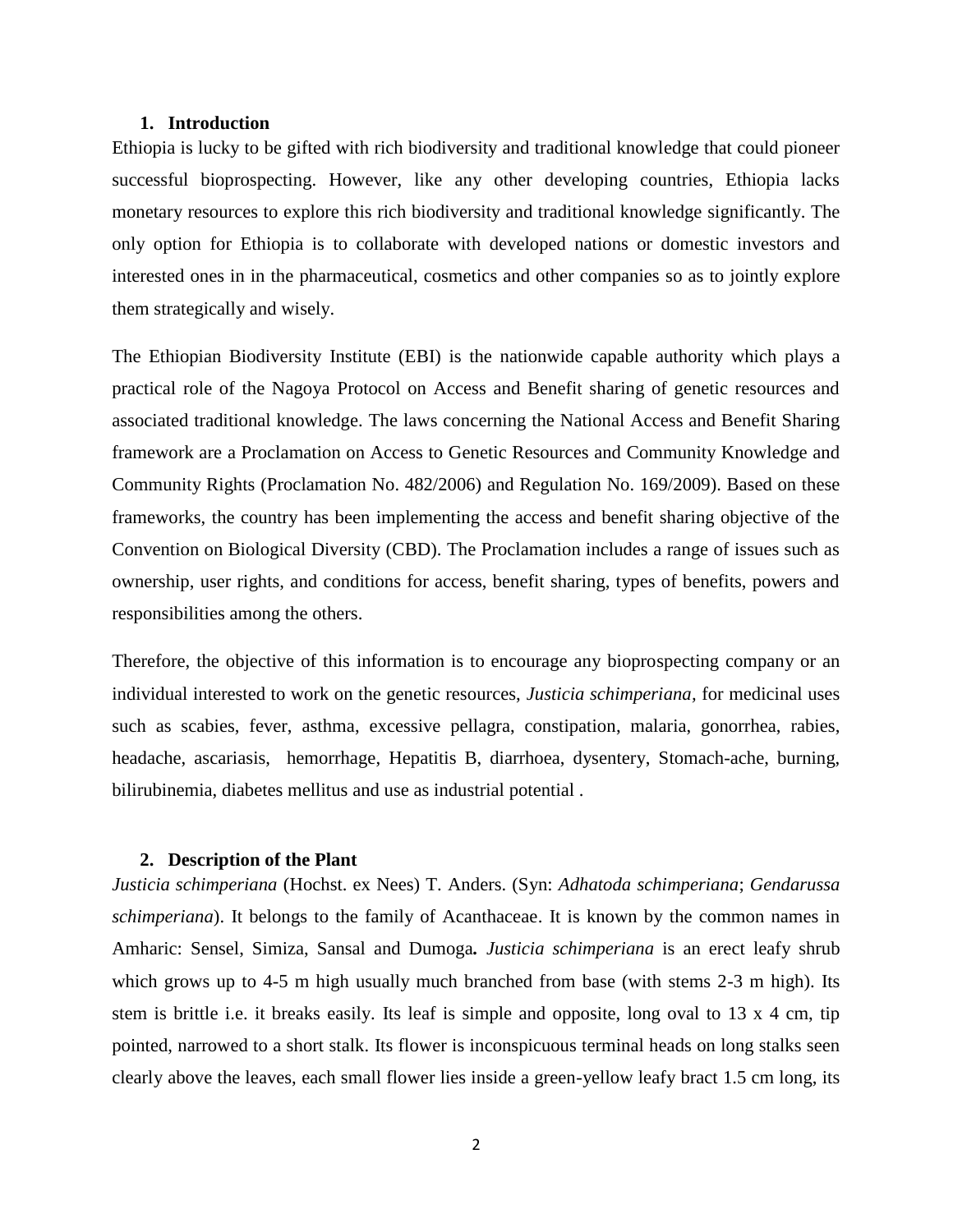## 1. Introduction

Ethiopia is lucky to be gifted with rich biodiversity and traditional knowledge that could pioneer successful bioprospecting. However, like any other developing countries, Ethiopia lacks monetary resources to explore this rich biodiversity and traditional knowledge significantly. The only option for Ethiopia is to collaborate with developed nations or domestic investors and interested ones in in the pharmaceutical, cosmetics and other companies so as to jointly explore them strategically and wisely.

The Ethiopian Biodiversity Institute (EBI) is the nationwide capable authority which plays a practical role of the Nagoya Protocol on Access and Benefit sharing of genetic resources and associated traditional knowledge. The laws concerning the National Access and Benefit Sharing framework are a Proclamation on Access to Genetic Resources and Community Knowledge and Community Rights (Proclamation No. 482/2006) and Regulation No. 169/2009). Based on these frameworks, the country has been implementing the access and benefit sharing objective of the Convention on Biological Diversity (CBD). The Proclamation includes a range of issues such as ownership, user rights, and conditions for access, benefit sharing, types of benefits, powers and responsibilities among the others.

Therefore, the objective of this information is to encourage any bioprospecting company or an individual interested to work on the genetic resources, *Justicia schimperiana*, for medicinal uses such as scabies, fever, asthma, excessive pellagra, constipation, malaria, gonorrhea, rabies, headache, ascariasis, hemorrhage, Hepatitis B, diarrhoea, dysentery, Stomach-ache, burning, bilirubinemia, diabetes mellitus and use as industrial potential .

## 2. Description of the Plant

*Justicia schimperiana* (Hochst. ex Nees) T. Anders. (Syn: *Adhatoda schimperiana*; *Gendarussa schimperiana*). It belongs to the family of Acanthaceae. It is known by the common names in Amharic: Sensel, Simiza, Sansal and Dumoga**.** *Justicia schimperiana* is an erect leafy shrub which grows up to 4-5 m high usually much branched from base (with stems 2-3 m high). Its stem is brittle i.e. it breaks easily. Its leaf is simple and opposite, long oval to 13 x 4 cm, tip pointed, narrowed to a short stalk. Its flower is inconspicuous terminal heads on long stalks seen clearly above the leaves, each small flower lies inside a green-yellow leafy bract 1.5 cm long, its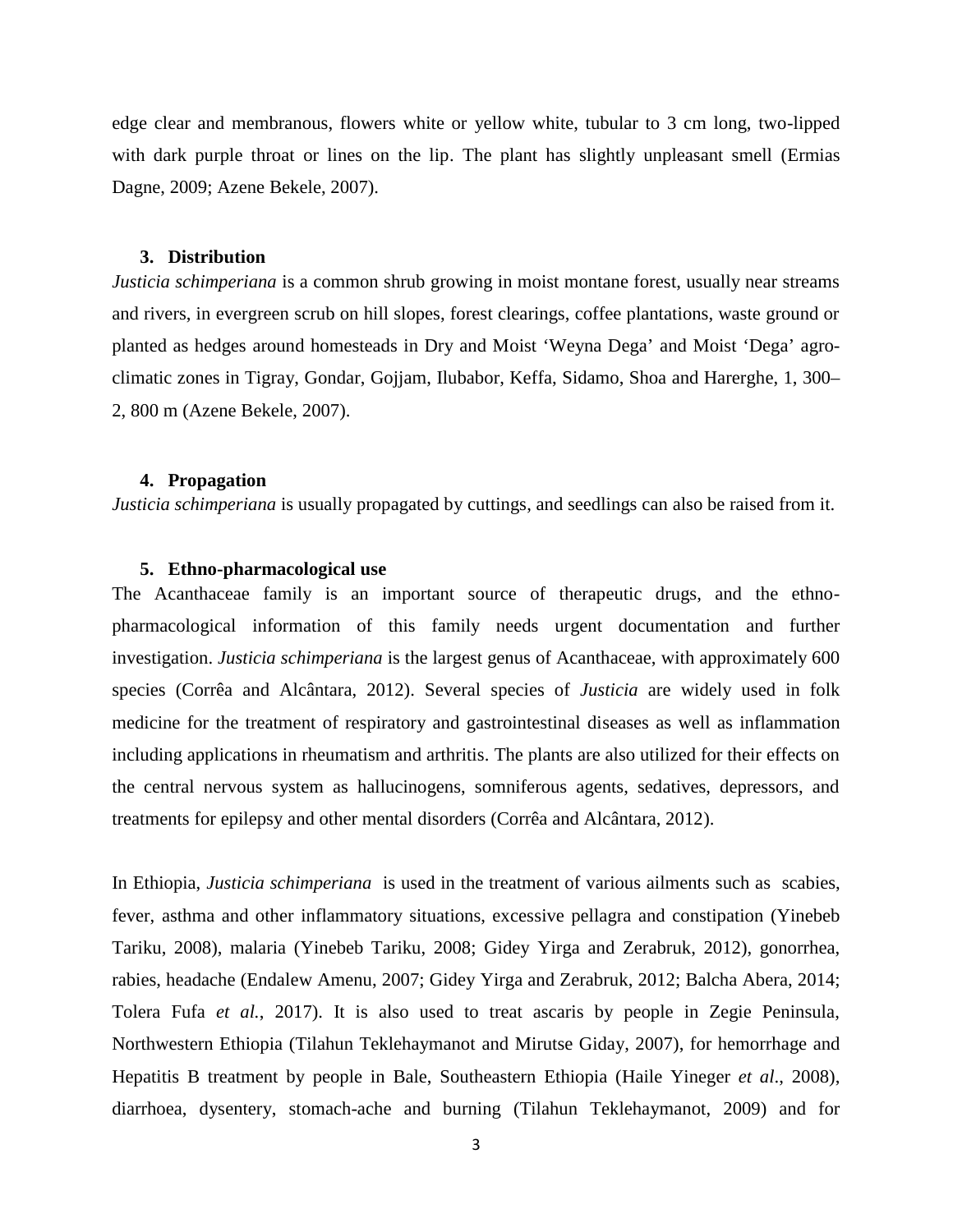edge clear and membranous, flowers white or yellow white, tubular to 3 cm long, two-lipped with dark purple throat or lines on the lip. The plant has slightly unpleasant smell (Ermias Dagne, 2009; Azene Bekele, 2007).

## 3. Distribution

*Justicia schimperiana* is a common shrub growing in moist montane forest, usually near streams and rivers, in evergreen scrub on hill slopes, forest clearings, coffee plantations, waste ground or planted as hedges around homesteads in Dry and Moist 'Weyna Dega' and Moist 'Dega' agro-climatic zones in Tigray, Gondar, Gojjam, Ilubabor, Keffa, Sidamo, Shoa and Harerghe, 1, 300–2, 800 m (Azene Bekele, 2007).

## 4. Propagation

*Justicia schimperiana* is usually propagated by cuttings, and seedlings can also be raised from it.

## 5. Ethno-pharmacological use

The Acanthaceae family is an important source of therapeutic drugs, and the ethno-pharmacological information of this family needs urgent documentation and further investigation. *Justicia schimperiana* is the largest genus of Acanthaceae, with approximately 600 species (Corrêa and Alcântara, 2012). Several species of *Justicia* are widely used in folk medicine for the treatment of respiratory and gastrointestinal diseases as well as inflammation including applications in rheumatism and arthritis. The plants are also utilized for their effects on the central nervous system as hallucinogens, somniferous agents, sedatives, depressors, and treatments for epilepsy and other mental disorders (Corrêa and Alcântara, 2012).

In Ethiopia, *Justicia schimperiana* is used in the treatment of various ailments such as scabies, fever, asthma and other inflammatory situations, excessive pellagra and constipation (Yinebeb Tariku, 2008), malaria (Yinebeb Tariku, 2008; Gidey Yirga and Zerabruk, 2012), gonorrhea, rabies, headache (Endalew Amenu, 2007; Gidey Yirga and Zerabruk, 2012; Balcha Abera, 2014; Tolera Fufa *et al.*, 2017). It is also used to treat ascaris by people in Zegie Peninsula, Northwestern Ethiopia (Tilahun Teklehaymanot and Mirutse Giday, 2007), for hemorrhage and Hepatitis B treatment by people in Bale, Southeastern Ethiopia (Haile Yineger *et al*., 2008), diarrhoea, dysentery, stomach-ache and burning (Tilahun Teklehaymanot, 2009) and for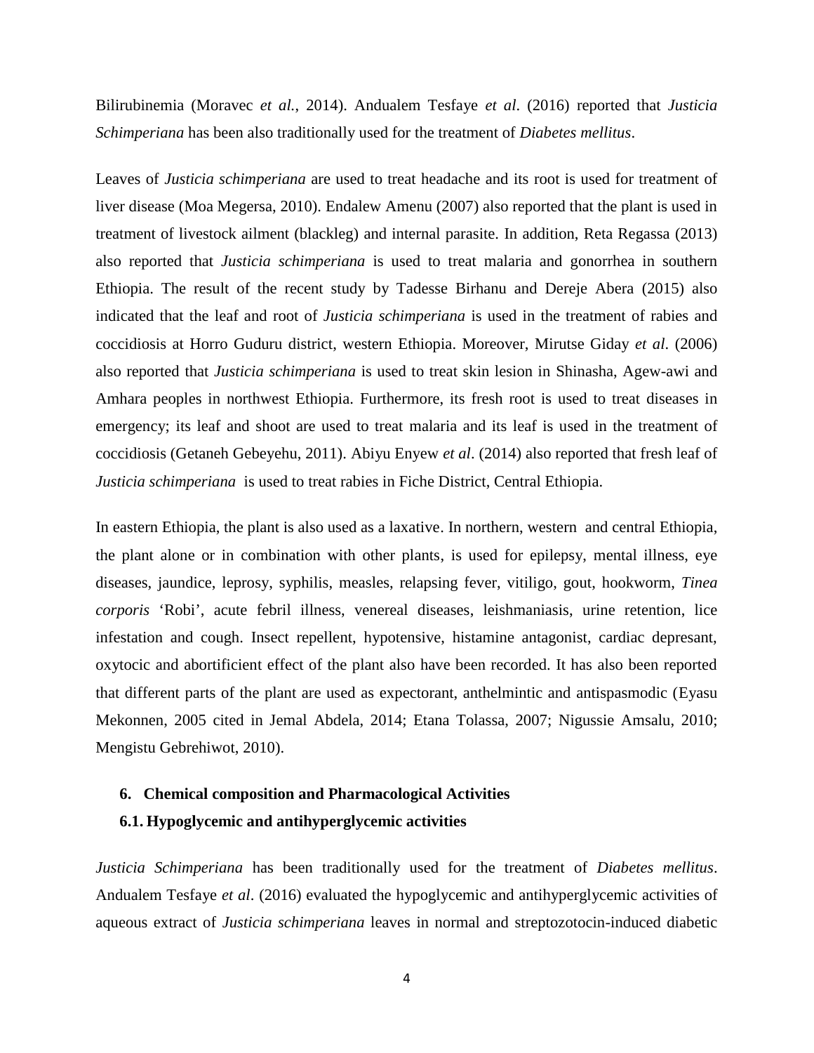Bilirubinemia (Moravec *et al.*, 2014). Andualem Tesfaye *et al*. (2016) reported that *Justicia Schimperiana* has been also traditionally used for the treatment of *Diabetes mellitus*.

Leaves of *Justicia schimperiana* are used to treat headache and its root is used for treatment of liver disease (Moa Megersa, 2010). Endalew Amenu (2007) also reported that the plant is used in treatment of livestock ailment (blackleg) and internal parasite. In addition, Reta Regassa (2013) also reported that *Justicia schimperiana* is used to treat malaria and gonorrhea in southern Ethiopia. The result of the recent study by Tadesse Birhanu and Dereje Abera (2015) also indicated that the leaf and root of *Justicia schimperiana* is used in the treatment of rabies and coccidiosis at Horro Guduru district, western Ethiopia. Moreover, Mirutse Giday *et al*. (2006) also reported that *Justicia schimperiana* is used to treat skin lesion in Shinasha, Agew-awi and Amhara peoples in northwest Ethiopia. Furthermore, its fresh root is used to treat diseases in emergency; its leaf and shoot are used to treat malaria and its leaf is used in the treatment of coccidiosis (Getaneh Gebeyehu, 2011). Abiyu Enyew *et al*. (2014) also reported that fresh leaf of *Justicia schimperiana* is used to treat rabies in Fiche District, Central Ethiopia.

In eastern Ethiopia, the plant is also used as a laxative. In northern, western and central Ethiopia, the plant alone or in combination with other plants, is used for epilepsy, mental illness, eye diseases, jaundice, leprosy, syphilis, measles, relapsing fever, vitiligo, gout, hookworm, *Tinea corporis* 'Robi', acute febril illness, venereal diseases, leishmaniasis, urine retention, lice infestation and cough. Insect repellent, hypotensive, histamine antagonist, cardiac depresant, oxytocic and abortificient effect of the plant also have been recorded. It has also been reported that different parts of the plant are used as expectorant, anthelmintic and antispasmodic (Eyasu Mekonnen, 2005 cited in Jemal Abdela, 2014; Etana Tolassa, 2007; Nigussie Amsalu, 2010; Mengistu Gebrehiwot, 2010).

## 6. Chemical composition and Pharmacological Activities

### 6.1. Hypoglycemic and antihyperglycemic activities

*Justicia Schimperiana* has been traditionally used for the treatment of *Diabetes mellitus*. Andualem Tesfaye *et al*. (2016) evaluated the hypoglycemic and antihyperglycemic activities of aqueous extract of *Justicia schimperiana* leaves in normal and streptozotocin-induced diabetic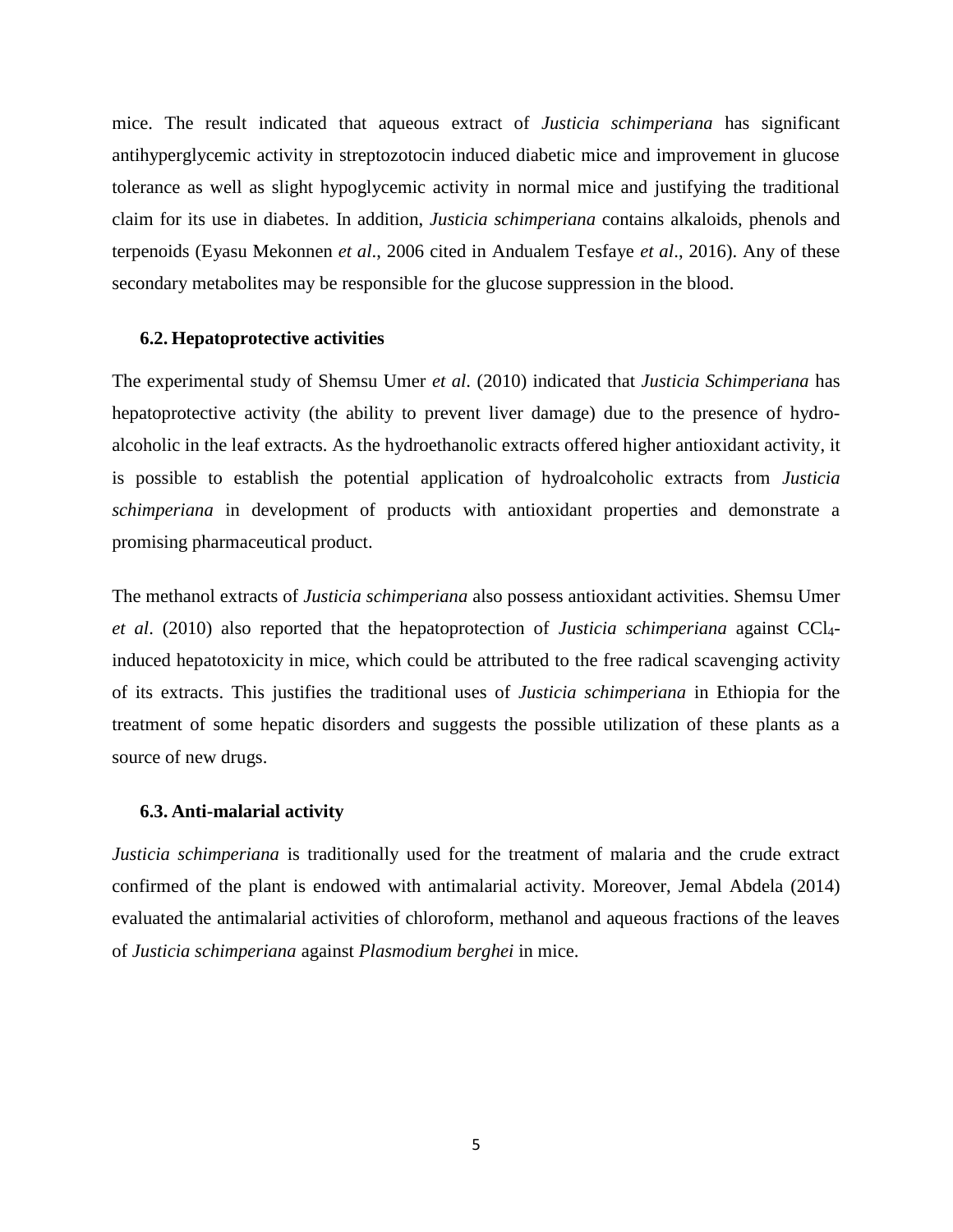mice. The result indicated that aqueous extract of *Justicia schimperiana* has significant antihyperglycemic activity in streptozotocin induced diabetic mice and improvement in glucose tolerance as well as slight hypoglycemic activity in normal mice and justifying the traditional claim for its use in diabetes. In addition, *Justicia schimperiana* contains alkaloids, phenols and terpenoids (Eyasu Mekonnen *et al*., 2006 cited in Andualem Tesfaye *et al*., 2016). Any of these secondary metabolites may be responsible for the glucose suppression in the blood.

### 6.2. Hepatoprotective activities

The experimental study of Shemsu Umer *et al*. (2010) indicated that *Justicia Schimperiana* has hepatoprotective activity (the ability to prevent liver damage) due to the presence of hydro-alcoholic in the leaf extracts. As the hydroethanolic extracts offered higher antioxidant activity, it is possible to establish the potential application of hydroalcoholic extracts from *Justicia schimperiana* in development of products with antioxidant properties and demonstrate a promising pharmaceutical product.

The methanol extracts of *Justicia schimperiana* also possess antioxidant activities. Shemsu Umer *et al*. (2010) also reported that the hepatoprotection of *Justicia schimperiana* against $CCl_4$-induced hepatotoxicity in mice, which could be attributed to the free radical scavenging activity of its extracts. This justifies the traditional uses of *Justicia schimperiana* in Ethiopia for the treatment of some hepatic disorders and suggests the possible utilization of these plants as a source of new drugs.

### 6.3. Anti-malarial activity

*Justicia schimperiana* is traditionally used for the treatment of malaria and the crude extract confirmed of the plant is endowed with antimalarial activity. Moreover, Jemal Abdela (2014) evaluated the antimalarial activities of chloroform, methanol and aqueous fractions of the leaves of *Justicia schimperiana* against *Plasmodium berghei* in mice.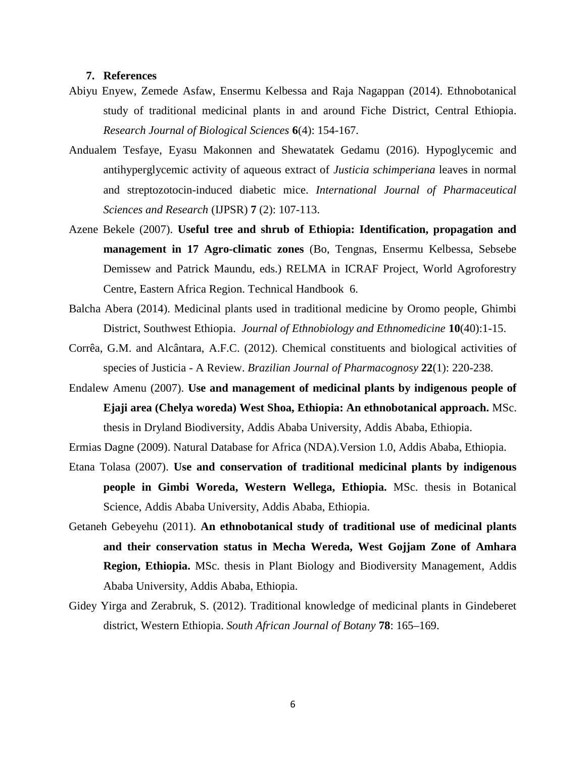## 7. References

Abiyu Enyew, Zemede Asfaw, Ensermu Kelbessa and Raja Nagappan (2014). Ethnobotanical study of traditional medicinal plants in and around Fiche District, Central Ethiopia. *Research Journal of Biological Sciences* **6**(4): 154-167.

Andualem Tesfaye, Eyasu Makonnen and Shewatatek Gedamu (2016). Hypoglycemic and antihyperglycemic activity of aqueous extract of *Justicia schimperiana* leaves in normal and streptozotocin-induced diabetic mice. *International Journal of Pharmaceutical Sciences and Research* (IJPSR) **7** (2): 107-113.

Azene Bekele (2007). **Useful tree and shrub of Ethiopia: Identification, propagation and management in 17 Agro-climatic zones** (Bo, Tengnas, Ensermu Kelbessa, Sebsebe Demissew and Patrick Maundu, eds.) RELMA in ICRAF Project, World Agroforestry Centre, Eastern Africa Region. Technical Handbook 6.

Balcha Abera (2014). Medicinal plants used in traditional medicine by Oromo people, Ghimbi District, Southwest Ethiopia. *Journal of Ethnobiology and Ethnomedicine* **10**(40):1-15.

Corrêa, G.M. and Alcântara, A.F.C. (2012). Chemical constituents and biological activities of species of Justicia - A Review. *Brazilian Journal of Pharmacognosy* **22**(1): 220-238.

Endalew Amenu (2007). **Use and management of medicinal plants by indigenous people of Ejaji area (Chelya woreda) West Shoa, Ethiopia: An ethnobotanical approach.** MSc. thesis in Dryland Biodiversity, Addis Ababa University, Addis Ababa, Ethiopia.

Ermias Dagne (2009). Natural Database for Africa (NDA).Version 1.0, Addis Ababa, Ethiopia.

Etana Tolasa (2007). **Use and conservation of traditional medicinal plants by indigenous people in Gimbi Woreda, Western Wellega, Ethiopia.** MSc. thesis in Botanical Science, Addis Ababa University, Addis Ababa, Ethiopia.

Getaneh Gebeyehu (2011). **An ethnobotanical study of traditional use of medicinal plants and their conservation status in Mecha Wereda, West Gojjam Zone of Amhara Region, Ethiopia.** MSc. thesis in Plant Biology and Biodiversity Management, Addis Ababa University, Addis Ababa, Ethiopia.

Gidey Yirga and Zerabruk, S. (2012). Traditional knowledge of medicinal plants in Gindeberet district, Western Ethiopia. *South African Journal of Botany* **78**: 165–169.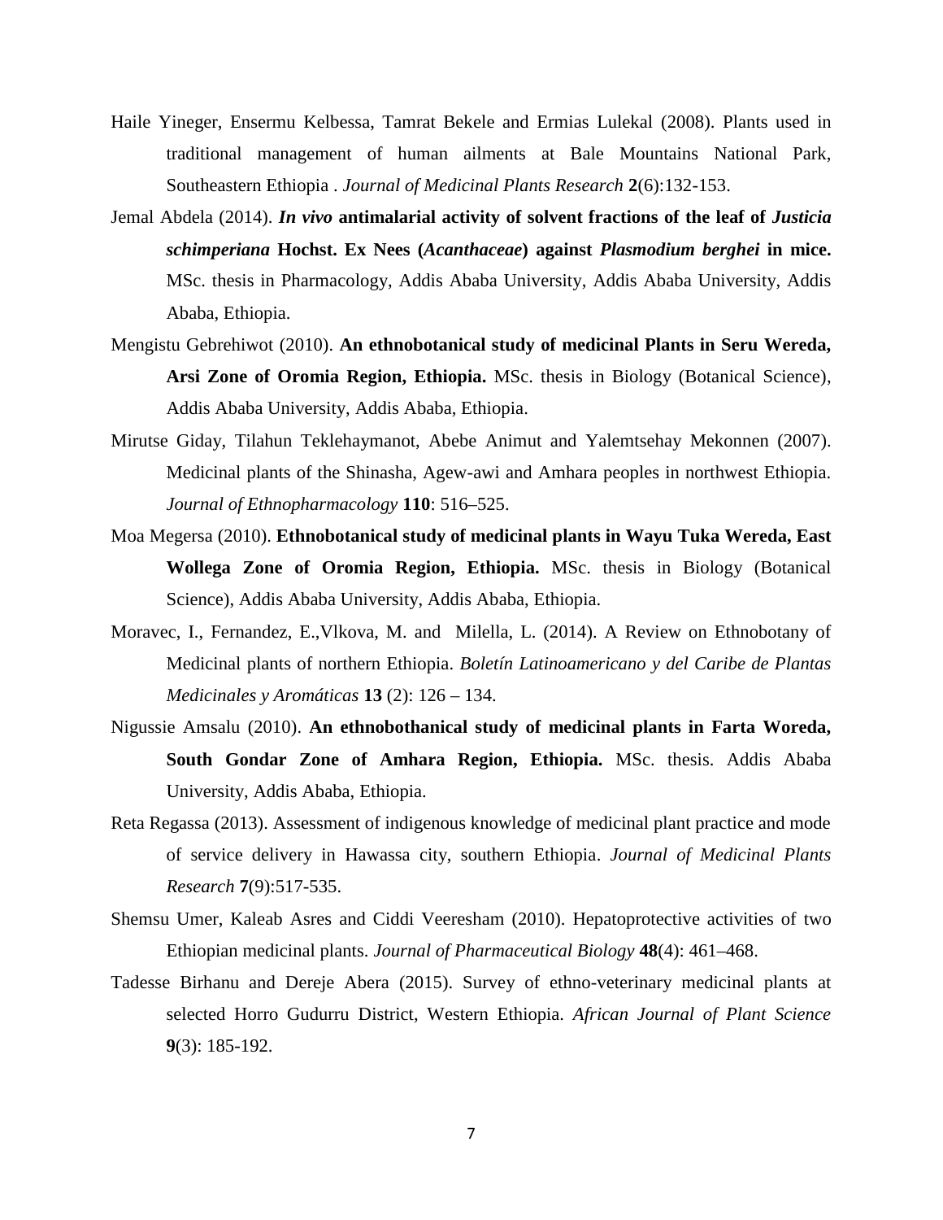Haile Yineger, Ensermu Kelbessa, Tamrat Bekele and Ermias Lulekal (2008). Plants used in traditional management of human ailments at Bale Mountains National Park, Southeastern Ethiopia . *Journal of Medicinal Plants Research* **2**(6):132-153.

Jemal Abdela (2014). ***In vivo*** **antimalarial activity of solvent fractions of the leaf of** ***Justicia schimperiana*** **Hochst. Ex Nees (*****Acanthaceae*****) against** ***Plasmodium berghei*** **in mice.** MSc. thesis in Pharmacology, Addis Ababa University, Addis Ababa University, Addis Ababa, Ethiopia.

Mengistu Gebrehiwot (2010). **An ethnobotanical study of medicinal Plants in Seru Wereda, Arsi Zone of Oromia Region, Ethiopia.** MSc. thesis in Biology (Botanical Science), Addis Ababa University, Addis Ababa, Ethiopia.

Mirutse Giday, Tilahun Teklehaymanot, Abebe Animut and Yalemtsehay Mekonnen (2007). Medicinal plants of the Shinasha, Agew-awi and Amhara peoples in northwest Ethiopia. *Journal of Ethnopharmacology* **110**: 516–525.

Moa Megersa (2010). **Ethnobotanical study of medicinal plants in Wayu Tuka Wereda, East Wollega Zone of Oromia Region, Ethiopia.** MSc. thesis in Biology (Botanical Science), Addis Ababa University, Addis Ababa, Ethiopia.

Moravec, I., Fernandez, E.,Vlkova, M. and Milella, L. (2014). A Review on Ethnobotany of Medicinal plants of northern Ethiopia. *Boletín Latinoamericano y del Caribe de Plantas Medicinales y Aromáticas* **13** (2): 126 – 134.

Nigussie Amsalu (2010). **An ethnobothanical study of medicinal plants in Farta Woreda, South Gondar Zone of Amhara Region, Ethiopia.** MSc. thesis. Addis Ababa University, Addis Ababa, Ethiopia.

Reta Regassa (2013). Assessment of indigenous knowledge of medicinal plant practice and mode of service delivery in Hawassa city, southern Ethiopia. *Journal of Medicinal Plants Research* **7**(9):517-535.

Shemsu Umer, Kaleab Asres and Ciddi Veeresham (2010). Hepatoprotective activities of two Ethiopian medicinal plants. *Journal of Pharmaceutical Biology* **48**(4): 461–468.

Tadesse Birhanu and Dereje Abera (2015). Survey of ethno-veterinary medicinal plants at selected Horro Gudurru District, Western Ethiopia. *African Journal of Plant Science* **9**(3): 185-192.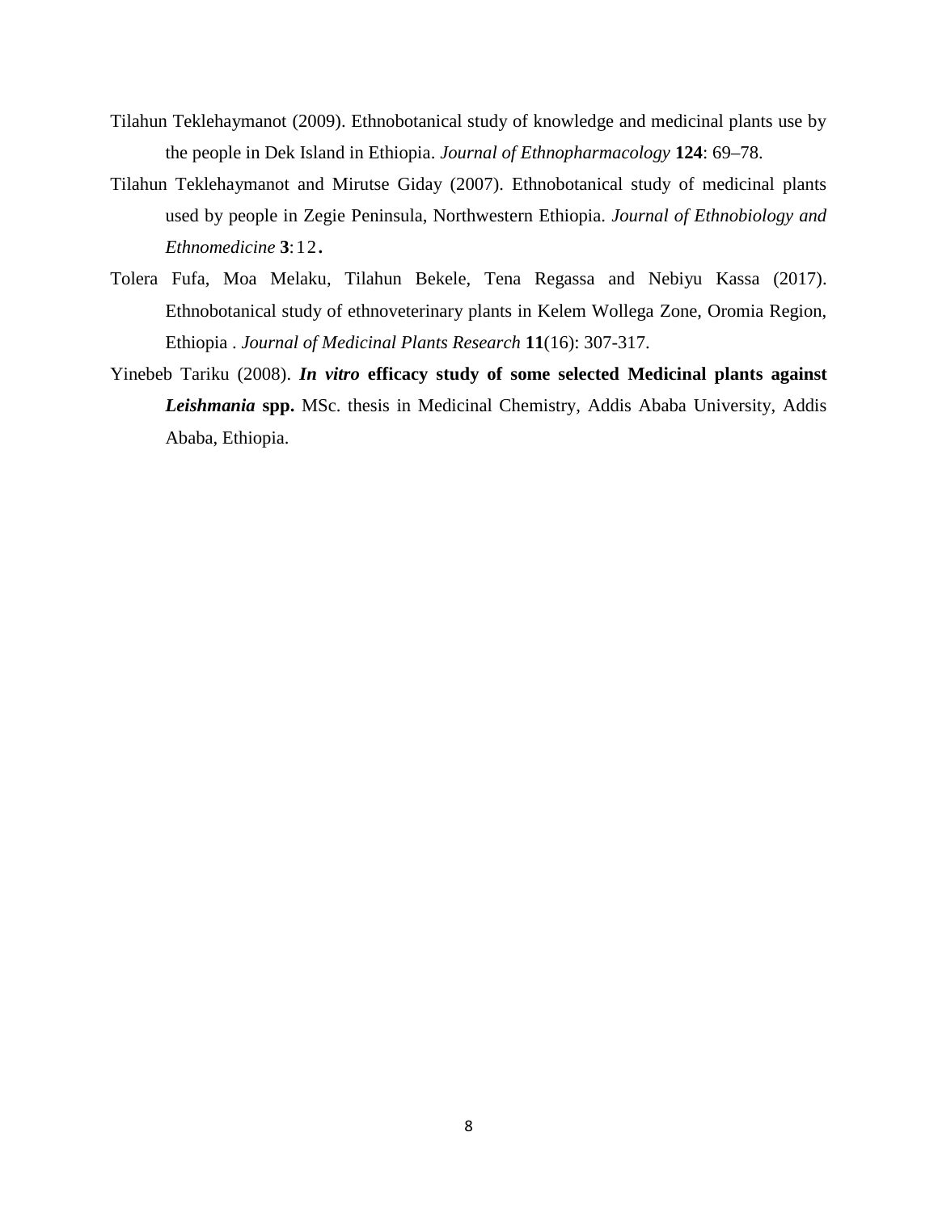Tilahun Teklehaymanot (2009). Ethnobotanical study of knowledge and medicinal plants use by the people in Dek Island in Ethiopia. *Journal of Ethnopharmacology* **124**: 69–78.

Tilahun Teklehaymanot and Mirutse Giday (2007). Ethnobotanical study of medicinal plants used by people in Zegie Peninsula, Northwestern Ethiopia. *Journal of Ethnobiology and Ethnomedicine* **3**:12**.**

Tolera Fufa, Moa Melaku, Tilahun Bekele, Tena Regassa and Nebiyu Kassa (2017). Ethnobotanical study of ethnoveterinary plants in Kelem Wollega Zone, Oromia Region, Ethiopia . *Journal of Medicinal Plants Research* **11**(16): 307-317.

Yinebeb Tariku (2008). ***In vitro* efficacy study of some selected Medicinal plants against *Leishmania* spp.** MSc. thesis in Medicinal Chemistry, Addis Ababa University, Addis Ababa, Ethiopia.